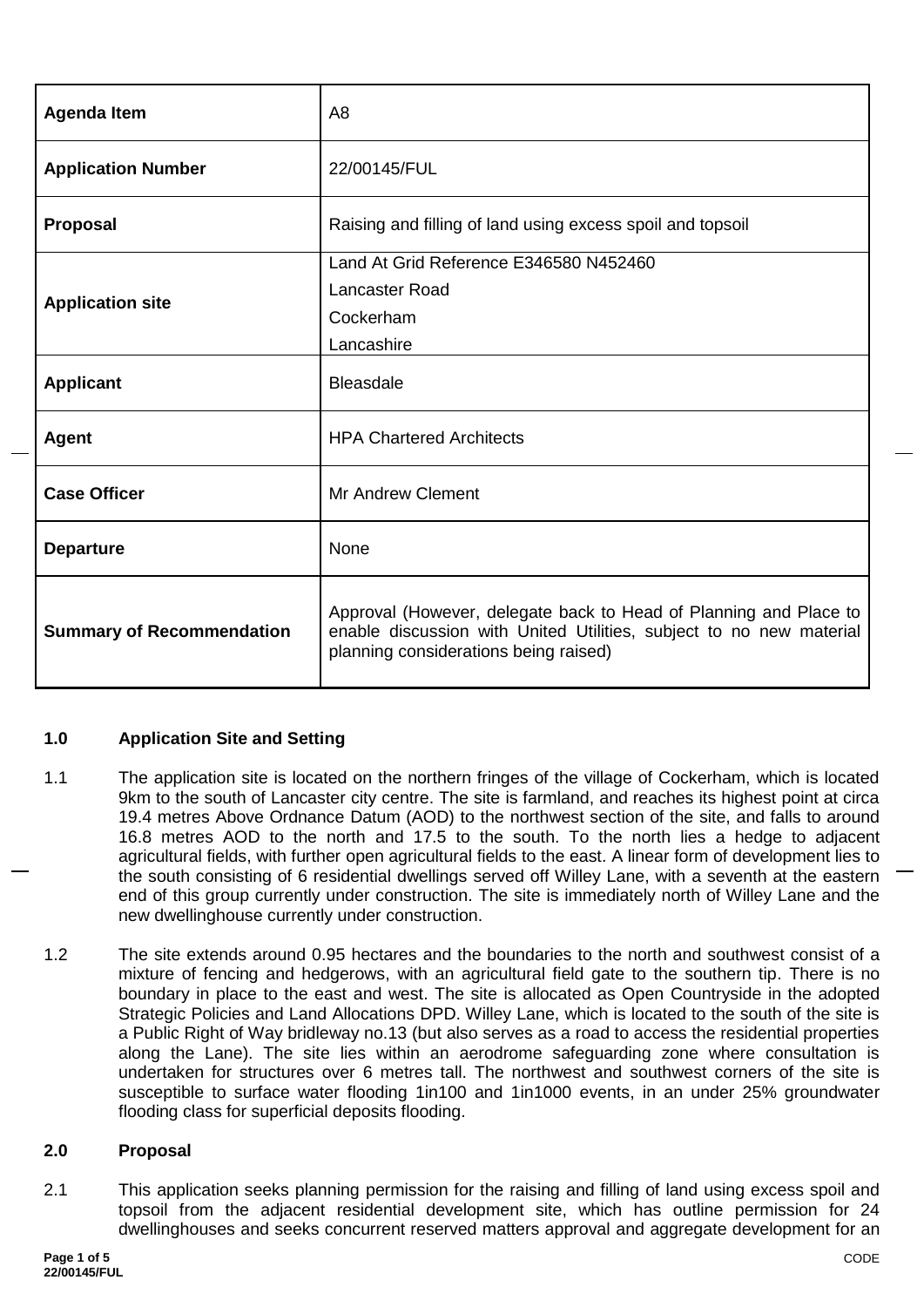| Agenda Item | A8 |
| --- | --- |
| **Application Number** | 22/00145/FUL |
| **Proposal** | Raising and filling of land using excess spoil and topsoil |
| **Application site** | Land At Grid Reference E346580 N452460<br>Lancaster Road<br>Cockerham<br>Lancashire |
| **Applicant** | Bleasdale |
| **Agent** | HPA Chartered Architects |
| **Case Officer** | Mr Andrew Clement |
| **Departure** | None |
| **Summary of Recommendation** | Approval (However, delegate back to Head of Planning and Place to enable discussion with United Utilities, subject to no new material planning considerations being raised) |

## 1.0 Application Site and Setting

1.1 The application site is located on the northern fringes of the village of Cockerham, which is located 9km to the south of Lancaster city centre. The site is farmland, and reaches its highest point at circa 19.4 metres Above Ordnance Datum (AOD) to the northwest section of the site, and falls to around 16.8 metres AOD to the north and 17.5 to the south. To the north lies a hedge to adjacent agricultural fields, with further open agricultural fields to the east. A linear form of development lies to the south consisting of 6 residential dwellings served off Willey Lane, with a seventh at the eastern end of this group currently under construction. The site is immediately north of Willey Lane and the new dwellinghouse currently under construction.

1.2 The site extends around 0.95 hectares and the boundaries to the north and southwest consist of a mixture of fencing and hedgerows, with an agricultural field gate to the southern tip. There is no boundary in place to the east and west. The site is allocated as Open Countryside in the adopted Strategic Policies and Land Allocations DPD. Willey Lane, which is located to the south of the site is a Public Right of Way bridleway no.13 (but also serves as a road to access the residential properties along the Lane). The site lies within an aerodrome safeguarding zone where consultation is undertaken for structures over 6 metres tall. The northwest and southwest corners of the site is susceptible to surface water flooding 1in100 and 1in1000 events, in an under 25% groundwater flooding class for superficial deposits flooding.

## 2.0 Proposal

2.1 This application seeks planning permission for the raising and filling of land using excess spoil and topsoil from the adjacent residential development site, which has outline permission for 24 dwellinghouses and seeks concurrent reserved matters approval and aggregate development for an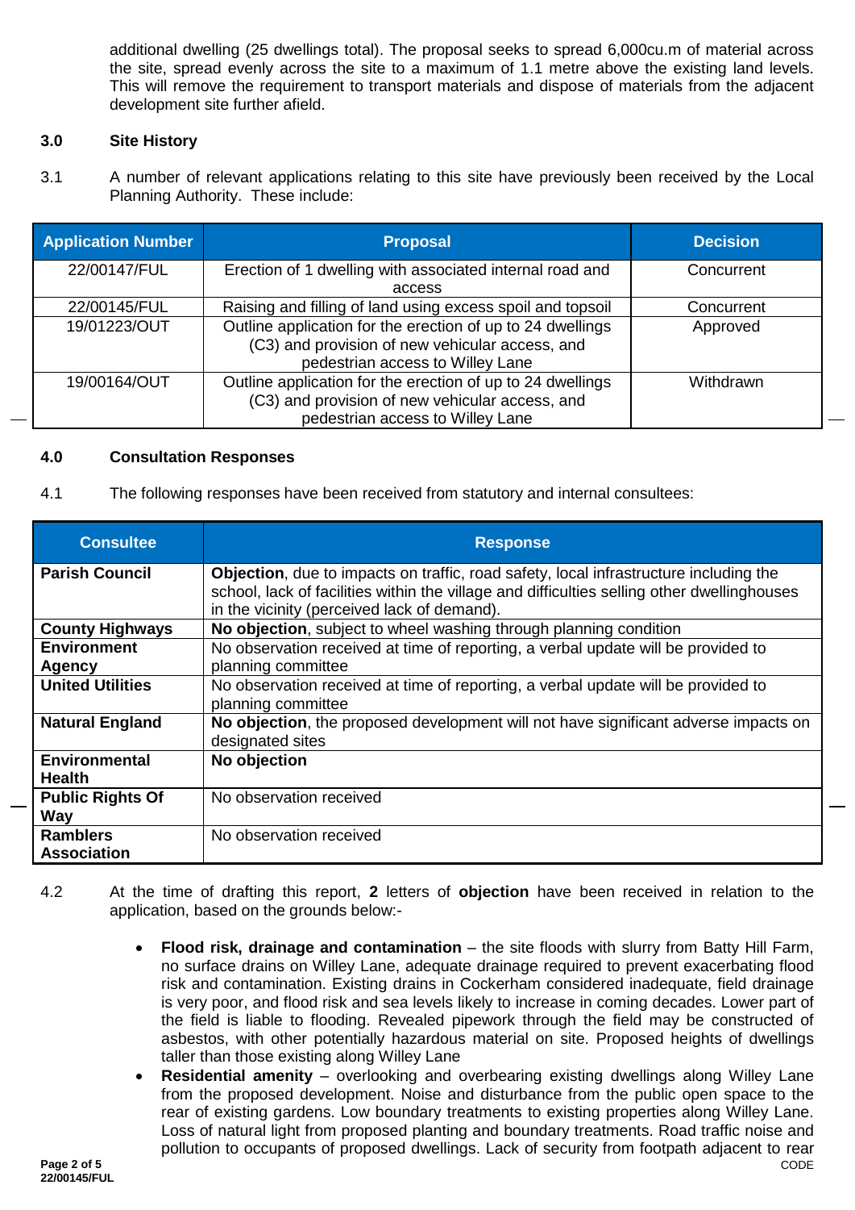additional dwelling (25 dwellings total). The proposal seeks to spread 6,000cu.m of material across the site, spread evenly across the site to a maximum of 1.1 metre above the existing land levels. This will remove the requirement to transport materials and dispose of materials from the adjacent development site further afield.

## 3.0 Site History

3.1 A number of relevant applications relating to this site have previously been received by the Local Planning Authority. These include:

| Application Number | Proposal | Decision |
|---|---|---|
| 22/00147/FUL | Erection of 1 dwelling with associated internal road and access | Concurrent |
| 22/00145/FUL | Raising and filling of land using excess spoil and topsoil | Concurrent |
| 19/01223/OUT | Outline application for the erection of up to 24 dwellings (C3) and provision of new vehicular access, and pedestrian access to Willey Lane | Approved |
| 19/00164/OUT | Outline application for the erection of up to 24 dwellings (C3) and provision of new vehicular access, and pedestrian access to Willey Lane | Withdrawn |

## 4.0 Consultation Responses

4.1 The following responses have been received from statutory and internal consultees:

| Consultee | Response |
|---|---|
| **Parish Council** | **Objection**, due to impacts on traffic, road safety, local infrastructure including the school, lack of facilities within the village and difficulties selling other dwellinghouses in the vicinity (perceived lack of demand). |
| **County Highways** | **No objection**, subject to wheel washing through planning condition |
| **Environment Agency** | No observation received at time of reporting, a verbal update will be provided to planning committee |
| **United Utilities** | No observation received at time of reporting, a verbal update will be provided to planning committee |
| **Natural England** | **No objection**, the proposed development will not have significant adverse impacts on designated sites |
| **Environmental Health** | **No objection** |
| **Public Rights Of Way** | No observation received |
| **Ramblers Association** | No observation received |

4.2 At the time of drafting this report, **2** letters of **objection** have been received in relation to the application, based on the grounds below:-

- **Flood risk, drainage and contamination** – the site floods with slurry from Batty Hill Farm, no surface drains on Willey Lane, adequate drainage required to prevent exacerbating flood risk and contamination. Existing drains in Cockerham considered inadequate, field drainage is very poor, and flood risk and sea levels likely to increase in coming decades. Lower part of the field is liable to flooding. Revealed pipework through the field may be constructed of asbestos, with other potentially hazardous material on site. Proposed heights of dwellings taller than those existing along Willey Lane
- **Residential amenity** – overlooking and overbearing existing dwellings along Willey Lane from the proposed development. Noise and disturbance from the public open space to the rear of existing gardens. Low boundary treatments to existing properties along Willey Lane. Loss of natural light from proposed planting and boundary treatments. Road traffic noise and pollution to occupants of proposed dwellings. Lack of security from footpath adjacent to rear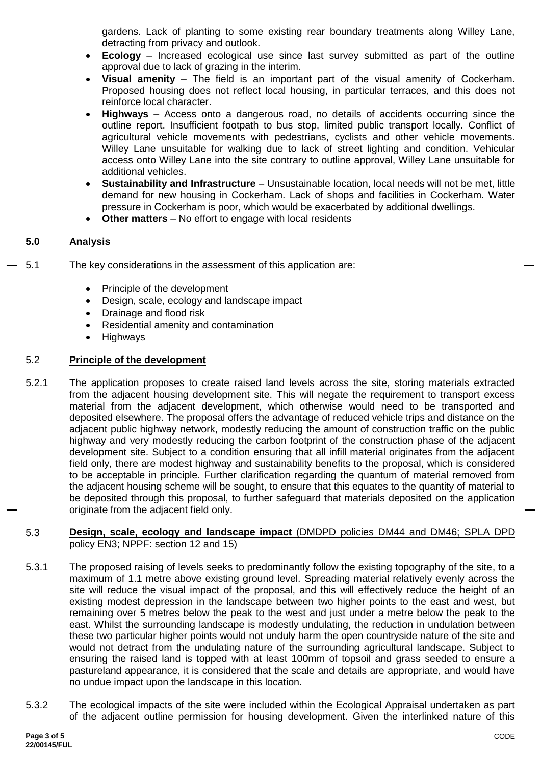gardens. Lack of planting to some existing rear boundary treatments along Willey Lane, detracting from privacy and outlook.

- **Ecology** – Increased ecological use since last survey submitted as part of the outline approval due to lack of grazing in the interim.
- **Visual amenity** – The field is an important part of the visual amenity of Cockerham. Proposed housing does not reflect local housing, in particular terraces, and this does not reinforce local character.
- **Highways** – Access onto a dangerous road, no details of accidents occurring since the outline report. Insufficient footpath to bus stop, limited public transport locally. Conflict of agricultural vehicle movements with pedestrians, cyclists and other vehicle movements. Willey Lane unsuitable for walking due to lack of street lighting and condition. Vehicular access onto Willey Lane into the site contrary to outline approval, Willey Lane unsuitable for additional vehicles.
- **Sustainability and Infrastructure** – Unsustainable location, local needs will not be met, little demand for new housing in Cockerham. Lack of shops and facilities in Cockerham. Water pressure in Cockerham is poor, which would be exacerbated by additional dwellings.
- **Other matters** – No effort to engage with local residents

## 5.0 Analysis

5.1 The key considerations in the assessment of this application are:

- Principle of the development
- Design, scale, ecology and landscape impact
- Drainage and flood risk
- Residential amenity and contamination
- Highways

### 5.2 Principle of the development

5.2.1 The application proposes to create raised land levels across the site, storing materials extracted from the adjacent housing development site. This will negate the requirement to transport excess material from the adjacent development, which otherwise would need to be transported and deposited elsewhere. The proposal offers the advantage of reduced vehicle trips and distance on the adjacent public highway network, modestly reducing the amount of construction traffic on the public highway and very modestly reducing the carbon footprint of the construction phase of the adjacent development site. Subject to a condition ensuring that all infill material originates from the adjacent field only, there are modest highway and sustainability benefits to the proposal, which is considered to be acceptable in principle. Further clarification regarding the quantum of material removed from the adjacent housing scheme will be sought, to ensure that this equates to the quantity of material to be deposited through this proposal, to further safeguard that materials deposited on the application originate from the adjacent field only.

### 5.3 Design, scale, ecology and landscape impact (DMDPD policies DM44 and DM46; SPLA DPD policy EN3; NPPF: section 12 and 15)

5.3.1 The proposed raising of levels seeks to predominantly follow the existing topography of the site, to a maximum of 1.1 metre above existing ground level. Spreading material relatively evenly across the site will reduce the visual impact of the proposal, and this will effectively reduce the height of an existing modest depression in the landscape between two higher points to the east and west, but remaining over 5 metres below the peak to the west and just under a metre below the peak to the east. Whilst the surrounding landscape is modestly undulating, the reduction in undulation between these two particular higher points would not unduly harm the open countryside nature of the site and would not detract from the undulating nature of the surrounding agricultural landscape. Subject to ensuring the raised land is topped with at least 100mm of topsoil and grass seeded to ensure a pastureland appearance, it is considered that the scale and details are appropriate, and would have no undue impact upon the landscape in this location.

5.3.2 The ecological impacts of the site were included within the Ecological Appraisal undertaken as part of the adjacent outline permission for housing development. Given the interlinked nature of this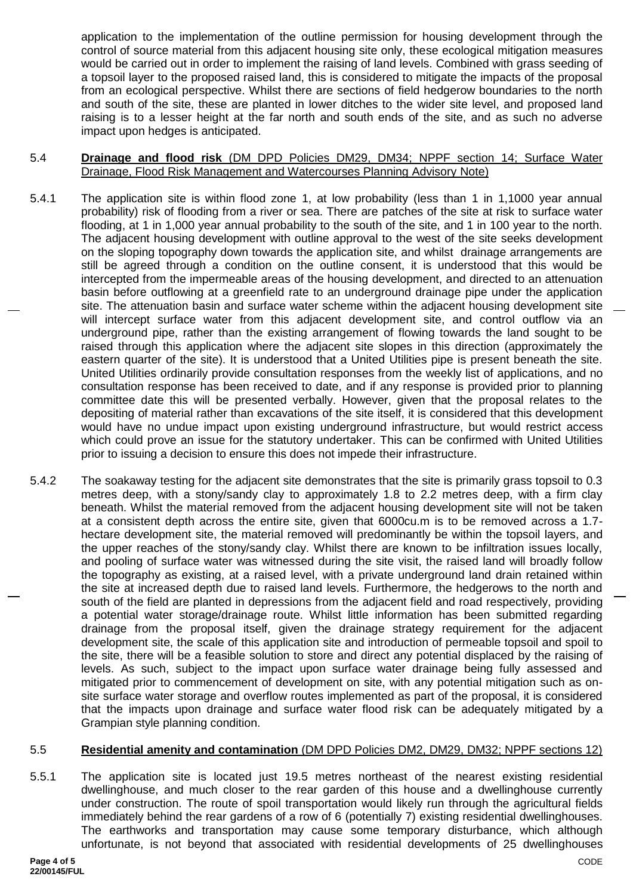application to the implementation of the outline permission for housing development through the control of source material from this adjacent housing site only, these ecological mitigation measures would be carried out in order to implement the raising of land levels. Combined with grass seeding of a topsoil layer to the proposed raised land, this is considered to mitigate the impacts of the proposal from an ecological perspective. Whilst there are sections of field hedgerow boundaries to the north and south of the site, these are planted in lower ditches to the wider site level, and proposed land raising is to a lesser height at the far north and south ends of the site, and as such no adverse impact upon hedges is anticipated.

5.4 **Drainage and flood risk** (DM DPD Policies DM29, DM34; NPPF section 14; Surface Water Drainage, Flood Risk Management and Watercourses Planning Advisory Note)

5.4.1 The application site is within flood zone 1, at low probability (less than 1 in 1,1000 year annual probability) risk of flooding from a river or sea. There are patches of the site at risk to surface water flooding, at 1 in 1,000 year annual probability to the south of the site, and 1 in 100 year to the north. The adjacent housing development with outline approval to the west of the site seeks development on the sloping topography down towards the application site, and whilst drainage arrangements are still be agreed through a condition on the outline consent, it is understood that this would be intercepted from the impermeable areas of the housing development, and directed to an attenuation basin before outflowing at a greenfield rate to an underground drainage pipe under the application site. The attenuation basin and surface water scheme within the adjacent housing development site will intercept surface water from this adjacent development site, and control outflow via an underground pipe, rather than the existing arrangement of flowing towards the land sought to be raised through this application where the adjacent site slopes in this direction (approximately the eastern quarter of the site). It is understood that a United Utilities pipe is present beneath the site. United Utilities ordinarily provide consultation responses from the weekly list of applications, and no consultation response has been received to date, and if any response is provided prior to planning committee date this will be presented verbally. However, given that the proposal relates to the depositing of material rather than excavations of the site itself, it is considered that this development would have no undue impact upon existing underground infrastructure, but would restrict access which could prove an issue for the statutory undertaker. This can be confirmed with United Utilities prior to issuing a decision to ensure this does not impede their infrastructure.

5.4.2 The soakaway testing for the adjacent site demonstrates that the site is primarily grass topsoil to 0.3 metres deep, with a stony/sandy clay to approximately 1.8 to 2.2 metres deep, with a firm clay beneath. Whilst the material removed from the adjacent housing development site will not be taken at a consistent depth across the entire site, given that 6000cu.m is to be removed across a 1.7-hectare development site, the material removed will predominantly be within the topsoil layers, and the upper reaches of the stony/sandy clay. Whilst there are known to be infiltration issues locally, and pooling of surface water was witnessed during the site visit, the raised land will broadly follow the topography as existing, at a raised level, with a private underground land drain retained within the site at increased depth due to raised land levels. Furthermore, the hedgerows to the north and south of the field are planted in depressions from the adjacent field and road respectively, providing a potential water storage/drainage route. Whilst little information has been submitted regarding drainage from the proposal itself, given the drainage strategy requirement for the adjacent development site, the scale of this application site and introduction of permeable topsoil and spoil to the site, there will be a feasible solution to store and direct any potential displaced by the raising of levels. As such, subject to the impact upon surface water drainage being fully assessed and mitigated prior to commencement of development on site, with any potential mitigation such as on-site surface water storage and overflow routes implemented as part of the proposal, it is considered that the impacts upon drainage and surface water flood risk can be adequately mitigated by a Grampian style planning condition.

5.5 **Residential amenity and contamination** (DM DPD Policies DM2, DM29, DM32; NPPF sections 12)

5.5.1 The application site is located just 19.5 metres northeast of the nearest existing residential dwellinghouse, and much closer to the rear garden of this house and a dwellinghouse currently under construction. The route of spoil transportation would likely run through the agricultural fields immediately behind the rear gardens of a row of 6 (potentially 7) existing residential dwellinghouses. The earthworks and transportation may cause some temporary disturbance, which although unfortunate, is not beyond that associated with residential developments of 25 dwellinghouses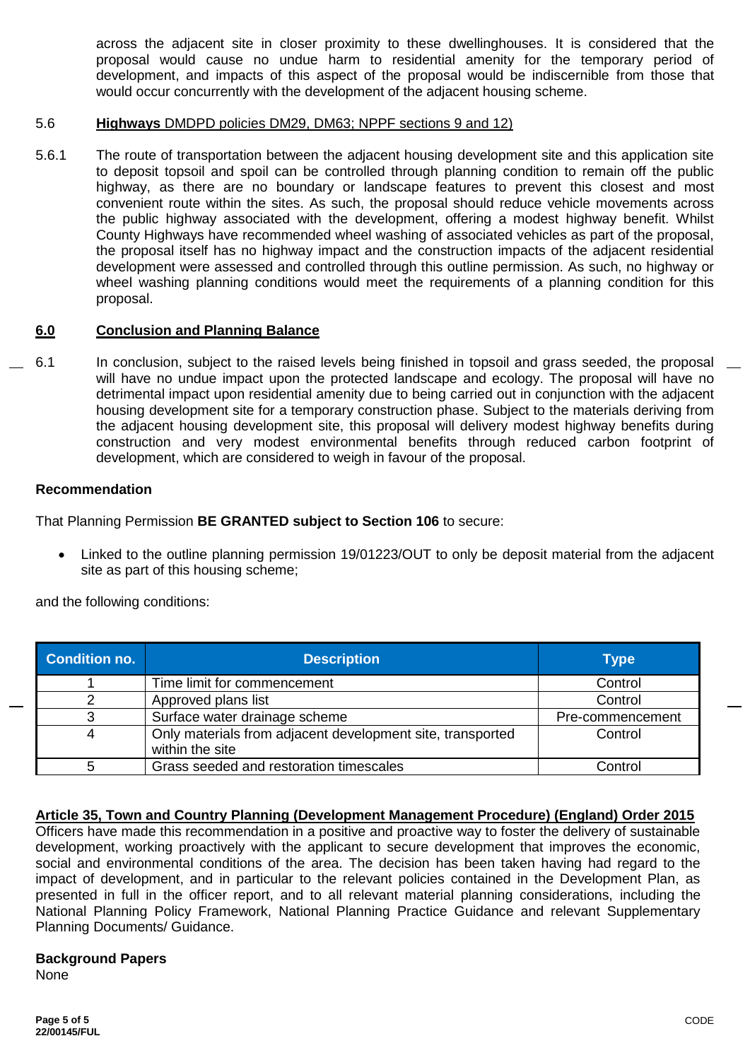across the adjacent site in closer proximity to these dwellinghouses. It is considered that the proposal would cause no undue harm to residential amenity for the temporary period of development, and impacts of this aspect of the proposal would be indiscernible from those that would occur concurrently with the development of the adjacent housing scheme.

5.6 **Highways** DMDPD policies DM29, DM63; NPPF sections 9 and 12)

5.6.1 The route of transportation between the adjacent housing development site and this application site to deposit topsoil and spoil can be controlled through planning condition to remain off the public highway, as there are no boundary or landscape features to prevent this closest and most convenient route within the sites. As such, the proposal should reduce vehicle movements across the public highway associated with the development, offering a modest highway benefit. Whilst County Highways have recommended wheel washing of associated vehicles as part of the proposal, the proposal itself has no highway impact and the construction impacts of the adjacent residential development were assessed and controlled through this outline permission. As such, no highway or wheel washing planning conditions would meet the requirements of a planning condition for this proposal.

## 6.0 Conclusion and Planning Balance

6.1 In conclusion, subject to the raised levels being finished in topsoil and grass seeded, the proposal will have no undue impact upon the protected landscape and ecology. The proposal will have no detrimental impact upon residential amenity due to being carried out in conjunction with the adjacent housing development site for a temporary construction phase. Subject to the materials deriving from the adjacent housing development site, this proposal will delivery modest highway benefits during construction and very modest environmental benefits through reduced carbon footprint of development, which are considered to weigh in favour of the proposal.

**Recommendation**

That Planning Permission **BE GRANTED subject to Section 106** to secure:

- Linked to the outline planning permission 19/01223/OUT to only be deposit material from the adjacent site as part of this housing scheme;

and the following conditions:

| Condition no. | Description | Type |
|---|---|---|
| 1 | Time limit for commencement | Control |
| 2 | Approved plans list | Control |
| 3 | Surface water drainage scheme | Pre-commencement |
| 4 | Only materials from adjacent development site, transported within the site | Control |
| 5 | Grass seeded and restoration timescales | Control |

**Article 35, Town and Country Planning (Development Management Procedure) (England) Order 2015**

Officers have made this recommendation in a positive and proactive way to foster the delivery of sustainable development, working proactively with the applicant to secure development that improves the economic, social and environmental conditions of the area. The decision has been taken having had regard to the impact of development, and in particular to the relevant policies contained in the Development Plan, as presented in full in the officer report, and to all relevant material planning considerations, including the National Planning Policy Framework, National Planning Practice Guidance and relevant Supplementary Planning Documents/ Guidance.

**Background Papers**

None